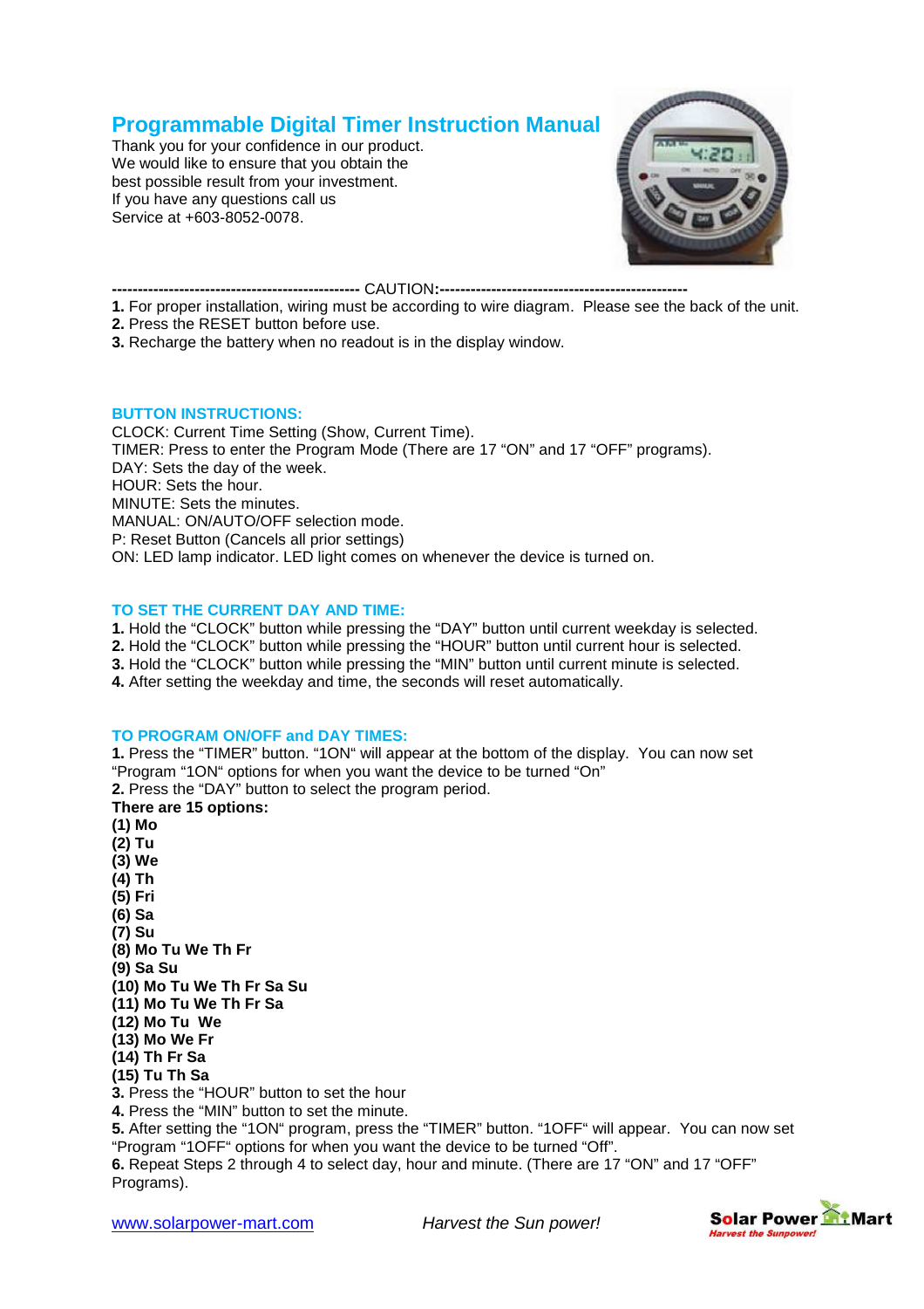# Programmable Digital Timer Instruction Manual

Thank you for your confidence in our product.
We would like to ensure that you obtain the best possible result from your investment.
If you have any questions call us
Service at +603-8052-0078.

------------------------------------------------- CAUTION:------------------------------------------------

**1.** For proper installation, wiring must be according to wire diagram. Please see the back of the unit.
**2.** Press the RESET button before use.
**3.** Recharge the battery when no readout is in the display window.

## BUTTON INSTRUCTIONS:

CLOCK: Current Time Setting (Show, Current Time).
TIMER: Press to enter the Program Mode (There are 17 "ON" and 17 "OFF" programs).
DAY: Sets the day of the week.
HOUR: Sets the hour.
MINUTE: Sets the minutes.
MANUAL: ON/AUTO/OFF selection mode.
P: Reset Button (Cancels all prior settings)
ON: LED lamp indicator. LED light comes on whenever the device is turned on.

## TO SET THE CURRENT DAY AND TIME:

**1.** Hold the "CLOCK" button while pressing the "DAY" button until current weekday is selected.
**2.** Hold the "CLOCK" button while pressing the "HOUR" button until current hour is selected.
**3.** Hold the "CLOCK" button while pressing the "MIN" button until current minute is selected.
**4.** After setting the weekday and time, the seconds will reset automatically.

## TO PROGRAM ON/OFF and DAY TIMES:

**1.** Press the "TIMER" button. "1ON" will appear at the bottom of the display. You can now set "Program "1ON" options for when you want the device to be turned "On"
**2.** Press the "DAY" button to select the program period.
**There are 15 options:**
**(1) Mo**
**(2) Tu**
**(3) We**
**(4) Th**
**(5) Fri**
**(6) Sa**
**(7) Su**
**(8) Mo Tu We Th Fr**
**(9) Sa Su**
**(10) Mo Tu We Th Fr Sa Su**
**(11) Mo Tu We Th Fr Sa**
**(12) Mo Tu We**
**(13) Mo We Fr**
**(14) Th Fr Sa**
**(15) Tu Th Sa**
**3.** Press the "HOUR" button to set the hour
**4.** Press the "MIN" button to set the minute.
**5.** After setting the "1ON" program, press the "TIMER" button. "1OFF" will appear. You can now set "Program "1OFF" options for when you want the device to be turned "Off".
**6.** Repeat Steps 2 through 4 to select day, hour and minute. (There are 17 "ON" and 17 "OFF" Programs).

www.solarpower-mart.com *Harvest the Sun power!*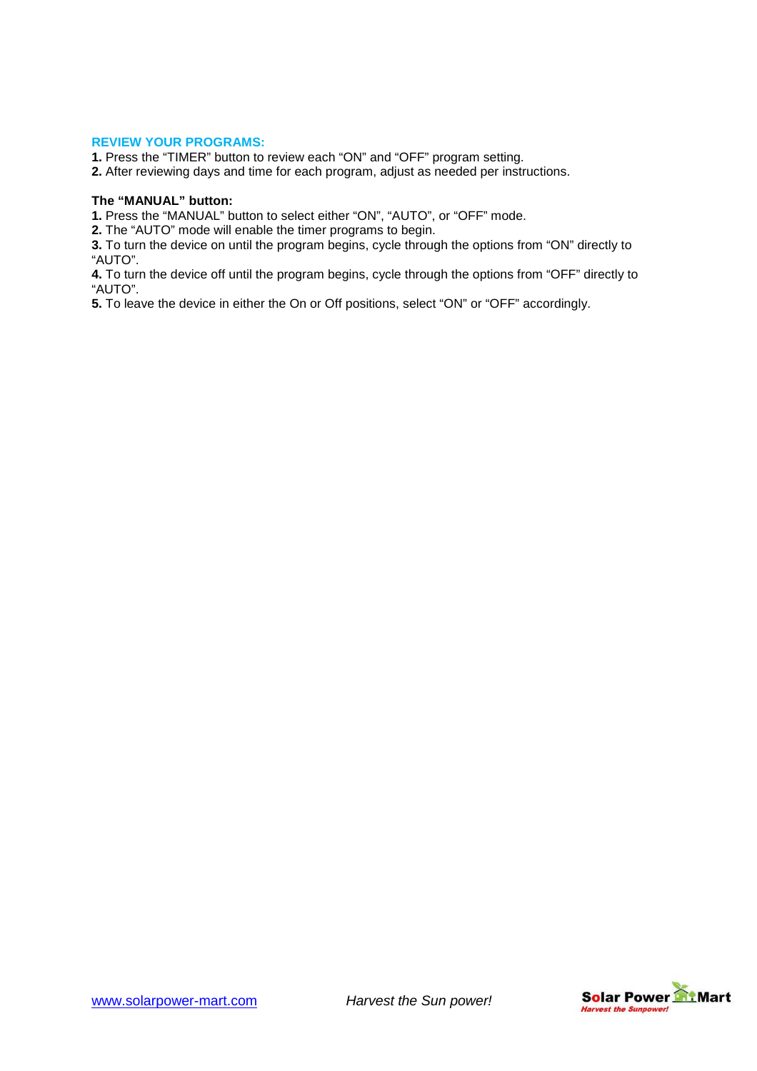## REVIEW YOUR PROGRAMS:

**1.** Press the “TIMER” button to review each “ON” and “OFF” program setting.
**2.** After reviewing days and time for each program, adjust as needed per instructions.

**The “MANUAL” button:**

**1.** Press the “MANUAL” button to select either “ON”, “AUTO”, or “OFF” mode.
**2.** The “AUTO” mode will enable the timer programs to begin.
**3.** To turn the device on until the program begins, cycle through the options from “ON” directly to “AUTO”.
**4.** To turn the device off until the program begins, cycle through the options from “OFF” directly to “AUTO”.
**5.** To leave the device in either the On or Off positions, select “ON” or “OFF” accordingly.